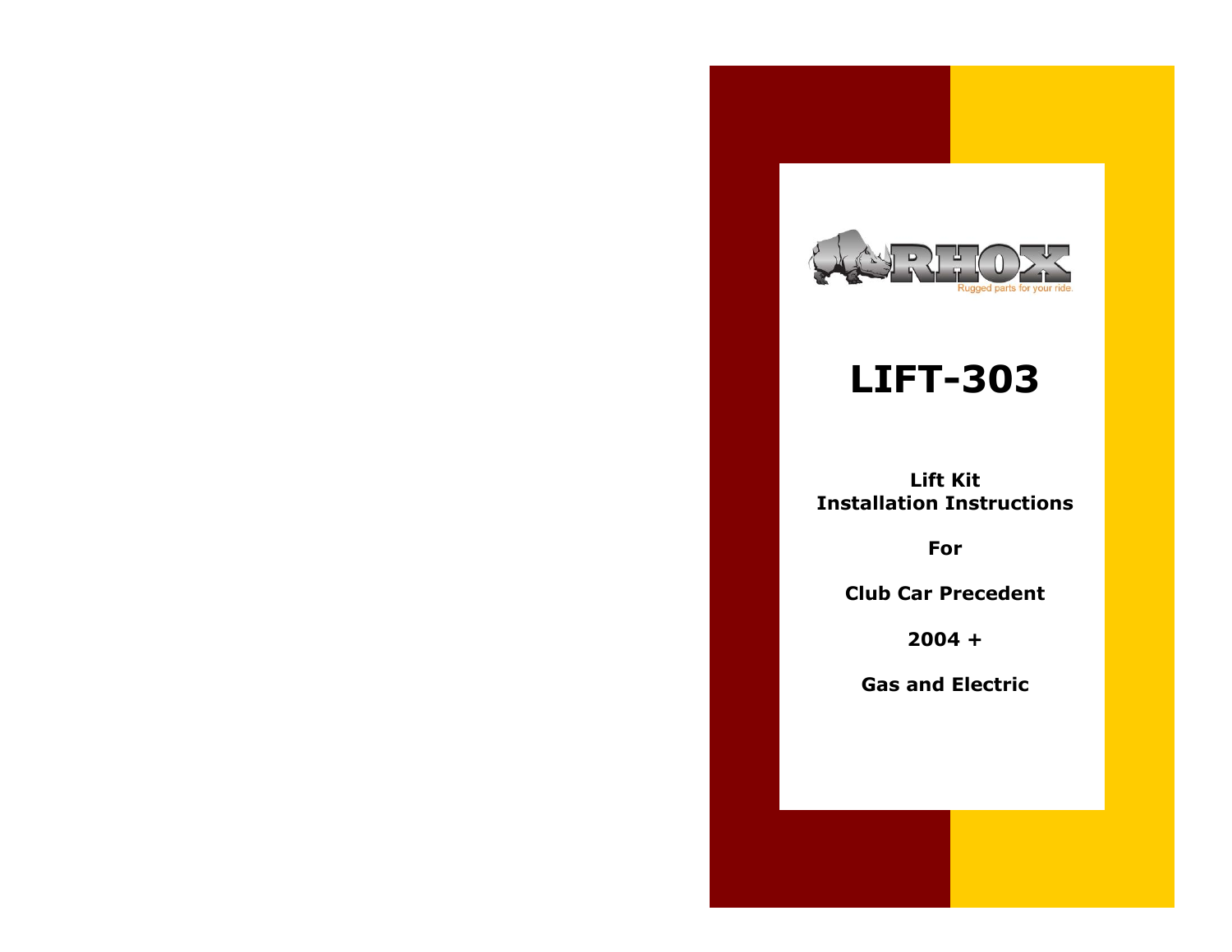RHOX

Rugged parts for your ride.

# LIFT-303

**Lift Kit**
**Installation Instructions**

**For**

**Club Car Precedent**

**2004 +**

**Gas and Electric**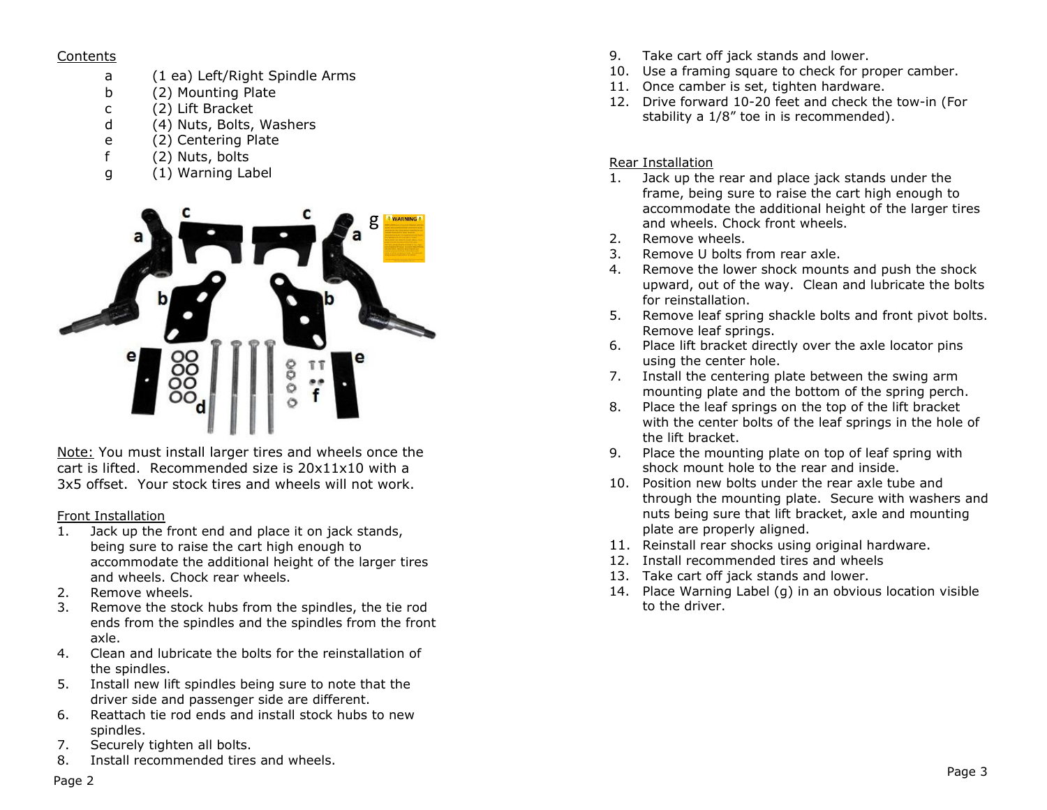## Contents

| | |
|---|---|
| a | (1 ea) Left/Right Spindle Arms |
| b | (2) Mounting Plate |
| c | (2) Lift Bracket |
| d | (4) Nuts, Bolts, Washers |
| e | (2) Centering Plate |
| f | (2) Nuts, bolts |
| g | (1) Warning Label |

Note: You must install larger tires and wheels once the cart is lifted. Recommended size is 20x11x10 with a 3x5 offset. Your stock tires and wheels will not work.

## Front Installation

1. Jack up the front end and place it on jack stands, being sure to raise the cart high enough to accommodate the additional height of the larger tires and wheels. Chock rear wheels.
2. Remove wheels.
3. Remove the stock hubs from the spindles, the tie rod ends from the spindles and the spindles from the front axle.
4. Clean and lubricate the bolts for the reinstallation of the spindles.
5. Install new lift spindles being sure to note that the driver side and passenger side are different.
6. Reattach tie rod ends and install stock hubs to new spindles.
7. Securely tighten all bolts.
8. Install recommended tires and wheels.
9. Take cart off jack stands and lower.
10. Use a framing square to check for proper camber.
11. Once camber is set, tighten hardware.
12. Drive forward 10-20 feet and check the tow-in (For stability a 1/8" toe in is recommended).

## Rear Installation

1. Jack up the rear and place jack stands under the frame, being sure to raise the cart high enough to accommodate the additional height of the larger tires and wheels. Chock front wheels.
2. Remove wheels.
3. Remove U bolts from rear axle.
4. Remove the lower shock mounts and push the shock upward, out of the way. Clean and lubricate the bolts for reinstallation.
5. Remove leaf spring shackle bolts and front pivot bolts. Remove leaf springs.
6. Place lift bracket directly over the axle locator pins using the center hole.
7. Install the centering plate between the swing arm mounting plate and the bottom of the spring perch.
8. Place the leaf springs on the top of the lift bracket with the center bolts of the leaf springs in the hole of the lift bracket.
9. Place the mounting plate on top of leaf spring with shock mount hole to the rear and inside.
10. Position new bolts under the rear axle tube and through the mounting plate. Secure with washers and nuts being sure that lift bracket, axle and mounting plate are properly aligned.
11. Reinstall rear shocks using original hardware.
12. Install recommended tires and wheels
13. Take cart off jack stands and lower.
14. Place Warning Label (g) in an obvious location visible to the driver.